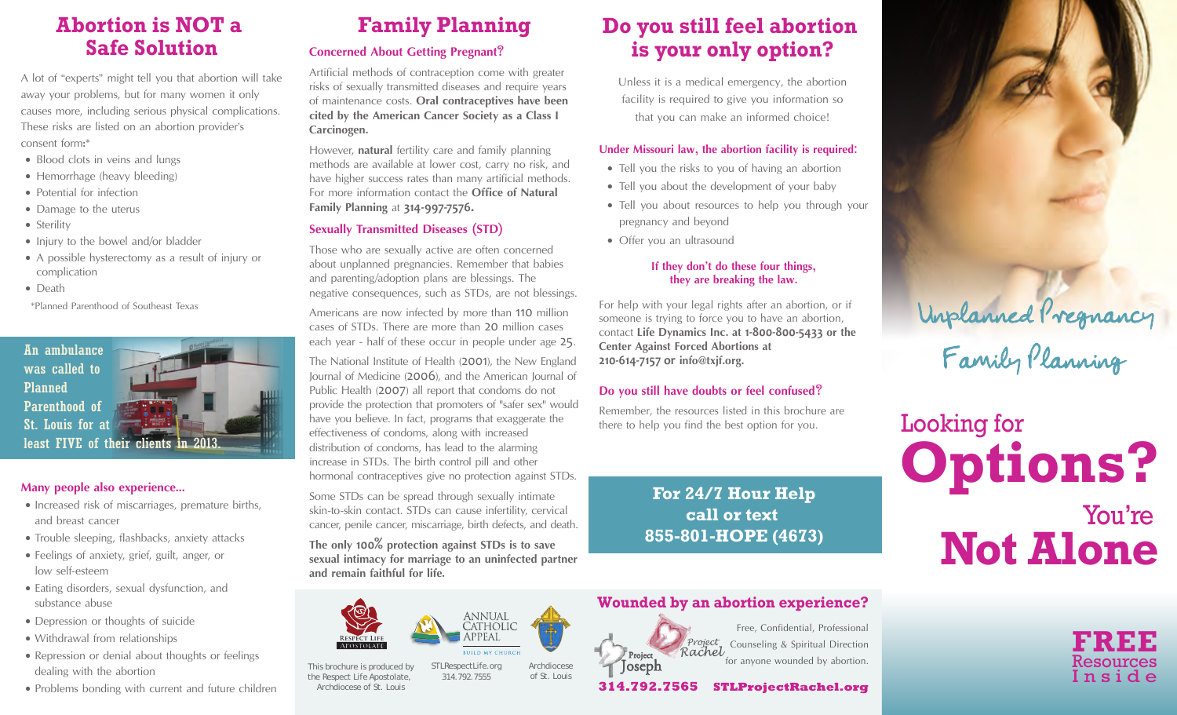# Abortion is NOT a Safe Solution

A lot of "experts" might tell you that abortion will take away your problems, but for many women it only causes more, including serious physical complications. These risks are listed on an abortion provider's consent form:*

- Blood clots in veins and lungs
- Hemorrhage (heavy bleeding)
- Potential for infection
- Damage to the uterus
- Sterility
- Injury to the bowel and/or bladder
- A possible hysterectomy as a result of injury or complication
- Death

*Planned Parenthood of Southeast Texas

An ambulance was called to Planned Parenthood of St. Louis for at least FIVE of their clients in 2013.

### Many people also experience...

- Increased risk of miscarriages, premature births, and breast cancer
- Trouble sleeping, flashbacks, anxiety attacks
- Feelings of anxiety, grief, guilt, anger, or low self-esteem
- Eating disorders, sexual dysfunction, and substance abuse
- Depression or thoughts of suicide
- Withdrawal from relationships
- Repression or denial about thoughts or feelings dealing with the abortion
- Problems bonding with current and future children

# Family Planning

### Concerned About Getting Pregnant?

Artificial methods of contraception come with greater risks of sexually transmitted diseases and require years of maintenance costs. **Oral contraceptives have been cited by the American Cancer Society as a Class I Carcinogen.**

However, **natural** fertility care and family planning methods are available at lower cost, carry no risk, and have higher success rates than many artificial methods. For more information contact the **Office of Natural Family Planning** at **314-997-7576.**

### Sexually Transmitted Diseases (STD)

Those who are sexually active are often concerned about unplanned pregnancies. Remember that babies and parenting/adoption plans are blessings. The negative consequences, such as STDs, are not blessings.

Americans are now infected by more than 110 million cases of STDs. There are more than 20 million cases each year - half of these occur in people under age 25.

The National Institute of Health (2001), the New England Journal of Medicine (2006), and the American Journal of Public Health (2007) all report that condoms do not provide the protection that promoters of "safer sex" would have you believe. In fact, programs that exaggerate the effectiveness of condoms, along with increased distribution of condoms, has lead to the alarming increase in STDs. The birth control pill and other hormonal contraceptives give no protection against STDs.

Some STDs can be spread through sexually intimate skin-to-skin contact. STDs can cause infertility, cervical cancer, penile cancer, miscarriage, birth defects, and death.

**The only 100% protection against STDs is to save sexual intimacy for marriage to an uninfected partner and remain faithful for life.**

This brochure is produced by the Respect Life Apostolate, Archdiocese of St. Louis

Respect Life Apostolate | Annual Catholic Appeal — Build My Church | Archdiocese of St. Louis

STLRespectLife.org
314.792.7555

# Do you still feel abortion is your only option?

Unless it is a medical emergency, the abortion facility is required to give you information so that you can make an informed choice!

### Under Missouri law, the abortion facility is required:

- Tell you the risks to you of having an abortion
- Tell you about the development of your baby
- Tell you about resources to help you through your pregnancy and beyond
- Offer you an ultrasound

**If they don't do these four things, they are breaking the law.**

For help with your legal rights after an abortion, or if someone is trying to force you to have an abortion, contact **Life Dynamics Inc. at 1-800-800-5433 or the Center Against Forced Abortions at 210-614-7157 or info@txjf.org.**

### Do you still have doubts or feel confused?

Remember, the resources listed in this brochure are there to help you find the best option for you.

**For 24/7 Hour Help call or text 855-801-HOPE (4673)**

### Wounded by an abortion experience?

Project Rachel | Project Joseph

Free, Confidential, Professional Counseling & Spiritual Direction for anyone wounded by abortion.

**314.792.7565** **STLProjectRachel.org**

Unplanned Pregnancy

Family Planning

Looking for **Options?**

You're **Not Alone**

**FREE** Resources Inside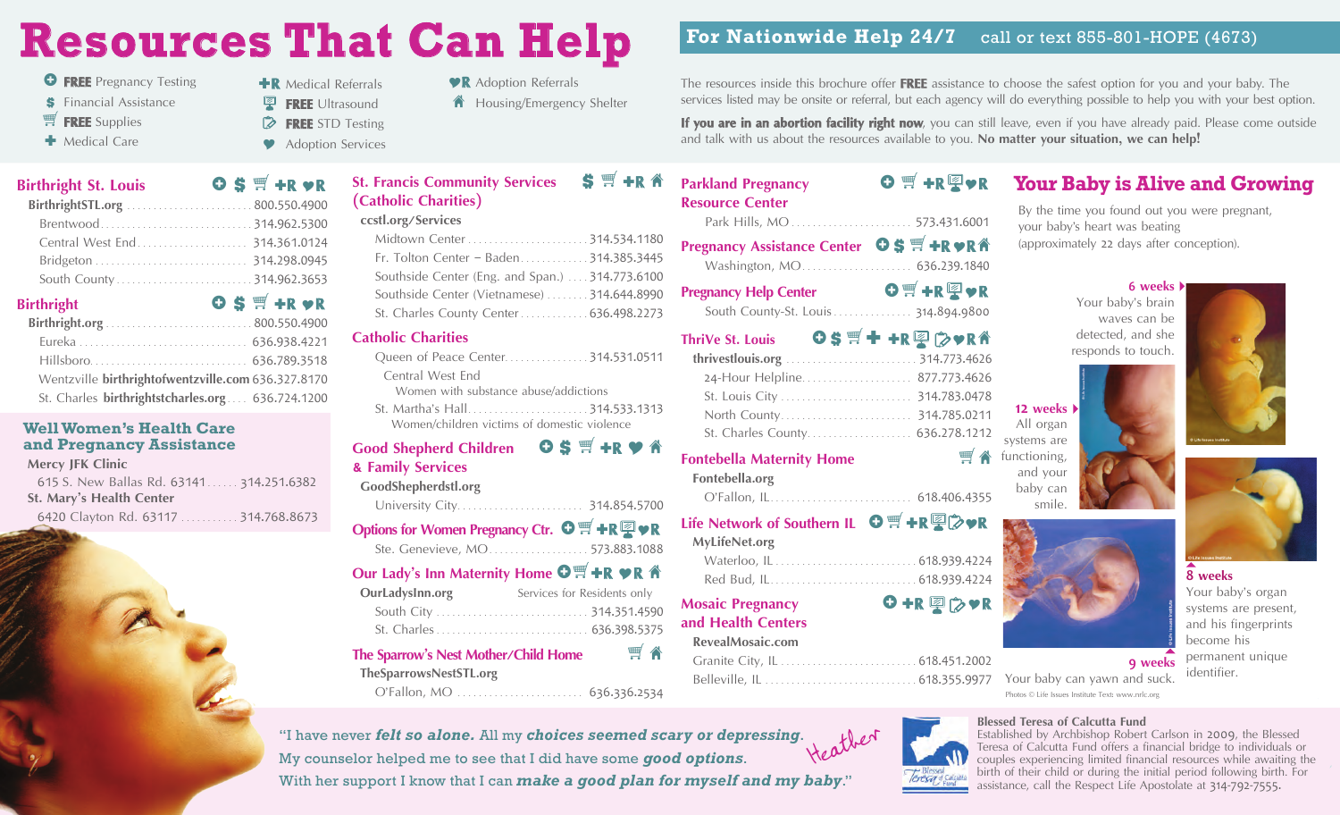# Resources That Can Help

- FREE Pregnancy Testing
- Financial Assistance
- FREE Supplies
- Medical Care
- Medical Referrals
- FREE Ultrasound
- FREE STD Testing
- Adoption Services
- Adoption Referrals
- Housing/Emergency Shelter

## For Nationwide Help 24/7 call or text 855-801-HOPE (4673)

The resources inside this brochure offer **FREE** assistance to choose the safest option for you and your baby. The services listed may be onsite or referral, but each agency will do everything possible to help you with your best option.

**If you are in an abortion facility right now**, you can still leave, even if you have already paid. Please come outside and talk with us about the resources available to you. **No matter your situation, we can help!**

### Birthright St. Louis

**BirthrightSTL.org** 800.550.4900
- Brentwood 314.962.5300
- Central West End 314.361.0124
- Bridgeton 314.298.0945
- South County 314.962.3653

### Birthright

**Birthright.org** 800.550.4900
- Eureka 636.938.4221
- Hillsboro 636.789.3518
- Wentzville **birthrightofwentzville.com** 636.327.8170
- St. Charles **birthrightstcharles.org** 636.724.1200

### Well Women's Health Care and Pregnancy Assistance

**Mercy JFK Clinic**
615 S. New Ballas Rd. 63141 314.251.6382

**St. Mary's Health Center**
6420 Clayton Rd. 63117 314.768.8673

### St. Francis Community Services (Catholic Charities)

**ccstl.org/Services**
- Midtown Center 314.534.1180
- Fr. Tolton Center – Baden 314.385.3445
- Southside Center (Eng. and Span.) 314.773.6100
- Southside Center (Vietnamese) 314.644.8990
- St. Charles County Center 636.498.2273

### Catholic Charities

- Queen of Peace Center 314.531.0511
  Central West End
  Women with substance abuse/addictions
- St. Martha's Hall 314.533.1313
  Women/children victims of domestic violence

### Good Shepherd Children & Family Services

**GoodShepherdstl.org**
- University City 314.854.5700

### Options for Women Pregnancy Ctr.

- Ste. Genevieve, MO 573.883.1088

### Our Lady's Inn Maternity Home

**OurLadysInn.org** Services for Residents only
- South City 314.351.4590
- St. Charles 636.398.5375

### The Sparrow's Nest Mother/Child Home

**TheSparrowsNestSTL.org**
- O'Fallon, MO 636.336.2534

### Parkland Pregnancy Resource Center

- Park Hills, MO 573.431.6001

### Pregnancy Assistance Center

- Washington, MO 636.239.1840

### Pregnancy Help Center

- South County-St. Louis 314.894.9800

### ThriVe St. Louis

**thrivestlouis.org** 314.773.4626
- 24-Hour Helpline 877.773.4626
- St. Louis City 314.783.0478
- North County 314.785.0211
- St. Charles County 636.278.1212

### Fontebella Maternity Home

**Fontebella.org**
- O'Fallon, IL 618.406.4355

### Life Network of Southern IL

**MyLifeNet.org**
- Waterloo, IL 618.939.4224
- Red Bud, IL 618.939.4224

### Mosaic Pregnancy and Health Centers

**RevealMosaic.com**
- Granite City, IL 618.451.2002
- Belleville, IL 618.355.9977

## Your Baby is Alive and Growing

By the time you found out you were pregnant, your baby's heart was beating (approximately 22 days after conception).

**6 weeks** Your baby's brain waves can be detected, and she responds to touch.

**8 weeks** Your baby's organ systems are present, and his fingerprints become his permanent unique identifier.

**9 weeks** Your baby can yawn and suck.

**12 weeks** All organ systems are functioning, and your baby can smile.

Photos © Life Issues Institute Text: www.nrlc.org

"I have never ***felt so alone.*** All my ***choices seemed scary or depressing***. My counselor helped me to see that I did have some ***good options***. With her support I know that I can ***make a good plan for myself and my baby***." Heather

**Blessed Teresa of Calcutta Fund**
Established by Archbishop Robert Carlson in 2009, the Blessed Teresa of Calcutta Fund offers a financial bridge to individuals or couples experiencing limited financial resources while awaiting the birth of their child or during the initial period following birth. For assistance, call the Respect Life Apostolate at 314-792-7555.